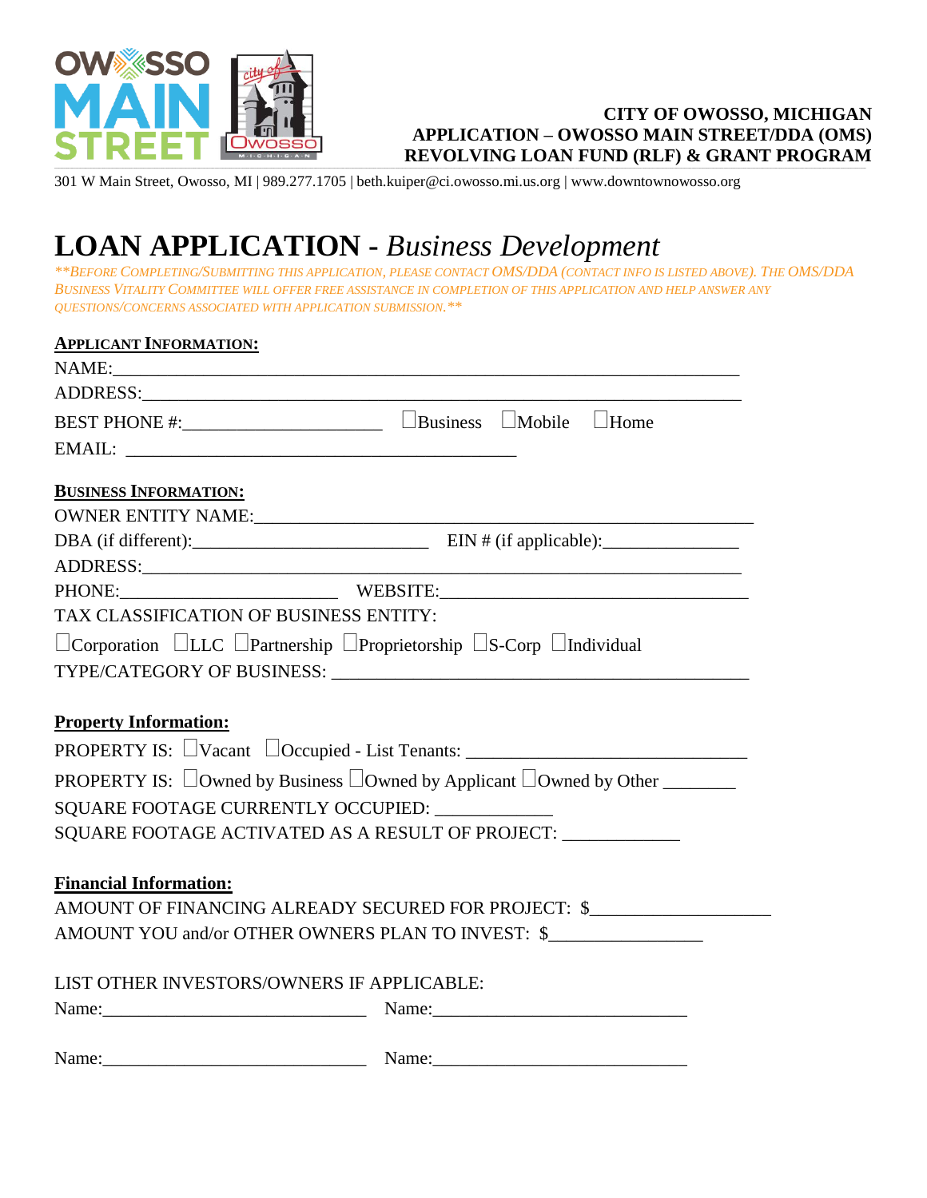**CITY OF OWOSSO, MICHIGAN**
**APPLICATION – OWOSSO MAIN STREET/DDA (OMS)**
**REVOLVING LOAN FUND (RLF) & GRANT PROGRAM**

301 W Main Street, Owosso, MI | 989.277.1705 | beth.kuiper@ci.owosso.mi.us.org | www.downtownowosso.org

# LOAN APPLICATION - *Business Development*

*\*\*BEFORE COMPLETING/SUBMITTING THIS APPLICATION, PLEASE CONTACT OMS/DDA (CONTACT INFO IS LISTED ABOVE). THE OMS/DDA BUSINESS VITALITY COMMITTEE WILL OFFER FREE ASSISTANCE IN COMPLETION OF THIS APPLICATION AND HELP ANSWER ANY QUESTIONS/CONCERNS ASSOCIATED WITH APPLICATION SUBMISSION.\*\**

**APPLICANT INFORMATION:**

NAME:______________________________________________________________

ADDRESS:___________________________________________________________

BEST PHONE #:_____________________ ☐Business ☐Mobile ☐Home

EMAIL: ___________________________________________

**BUSINESS INFORMATION:**

OWNER ENTITY NAME:_______________________________________________________

DBA (if different):__________________________ EIN # (if applicable):_______________

ADDRESS:___________________________________________________________

PHONE:_______________________ WEBSITE:__________________________________

TAX CLASSIFICATION OF BUSINESS ENTITY:

☐Corporation ☐LLC ☐Partnership ☐Proprietorship ☐S-Corp ☐Individual

TYPE/CATEGORY OF BUSINESS: ______________________________________________

**Property Information:**

PROPERTY IS: ☐Vacant ☐Occupied - List Tenants: ______________________________

PROPERTY IS: ☐Owned by Business ☐Owned by Applicant ☐Owned by Other ________

SQUARE FOOTAGE CURRENTLY OCCUPIED: ____________

SQUARE FOOTAGE ACTIVATED AS A RESULT OF PROJECT: ____________

**Financial Information:**

AMOUNT OF FINANCING ALREADY SECURED FOR PROJECT: $___________________

AMOUNT YOU and/or OTHER OWNERS PLAN TO INVEST: $________________

LIST OTHER INVESTORS/OWNERS IF APPLICABLE:

Name:_____________________________ Name:____________________________

Name:_____________________________ Name:____________________________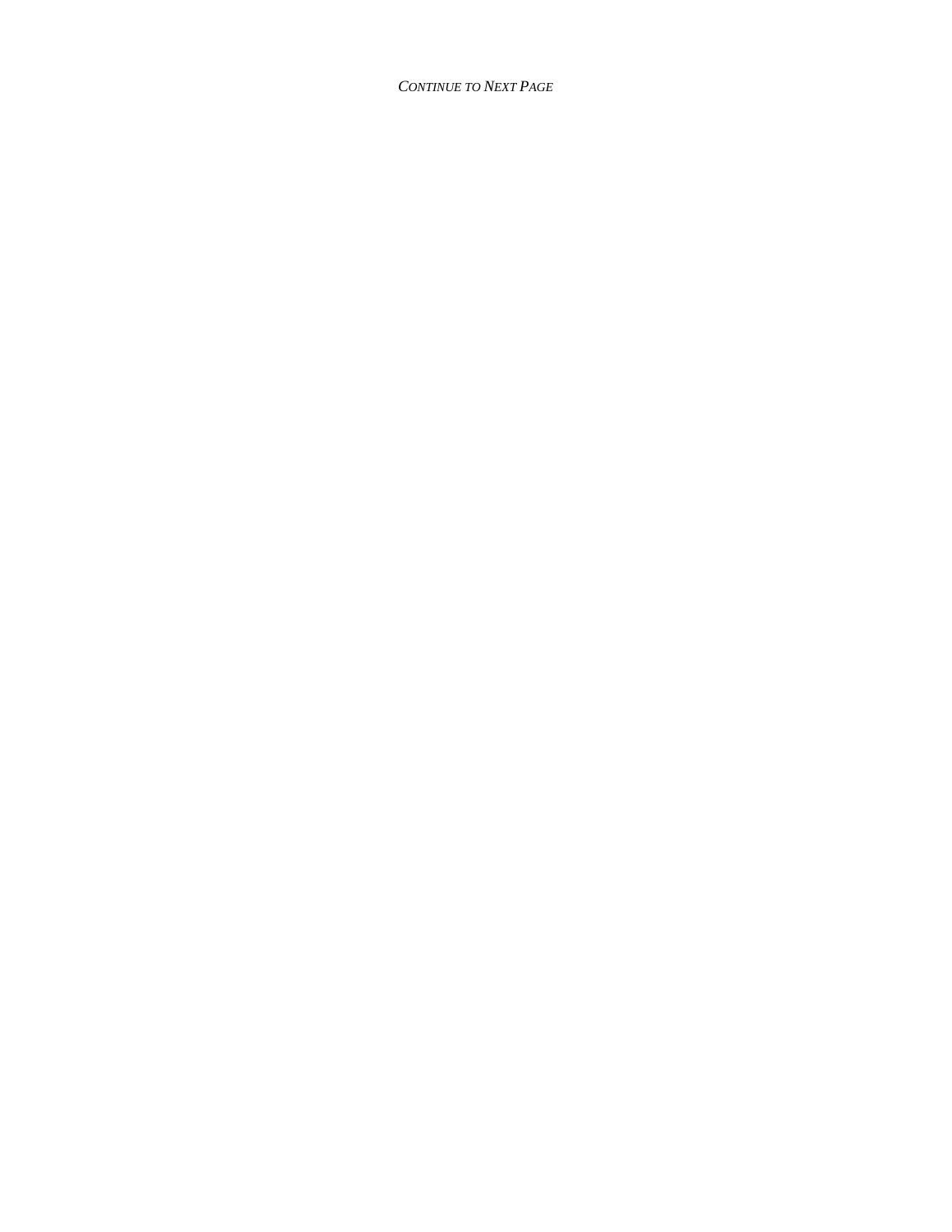*CONTINUE TO NEXT PAGE*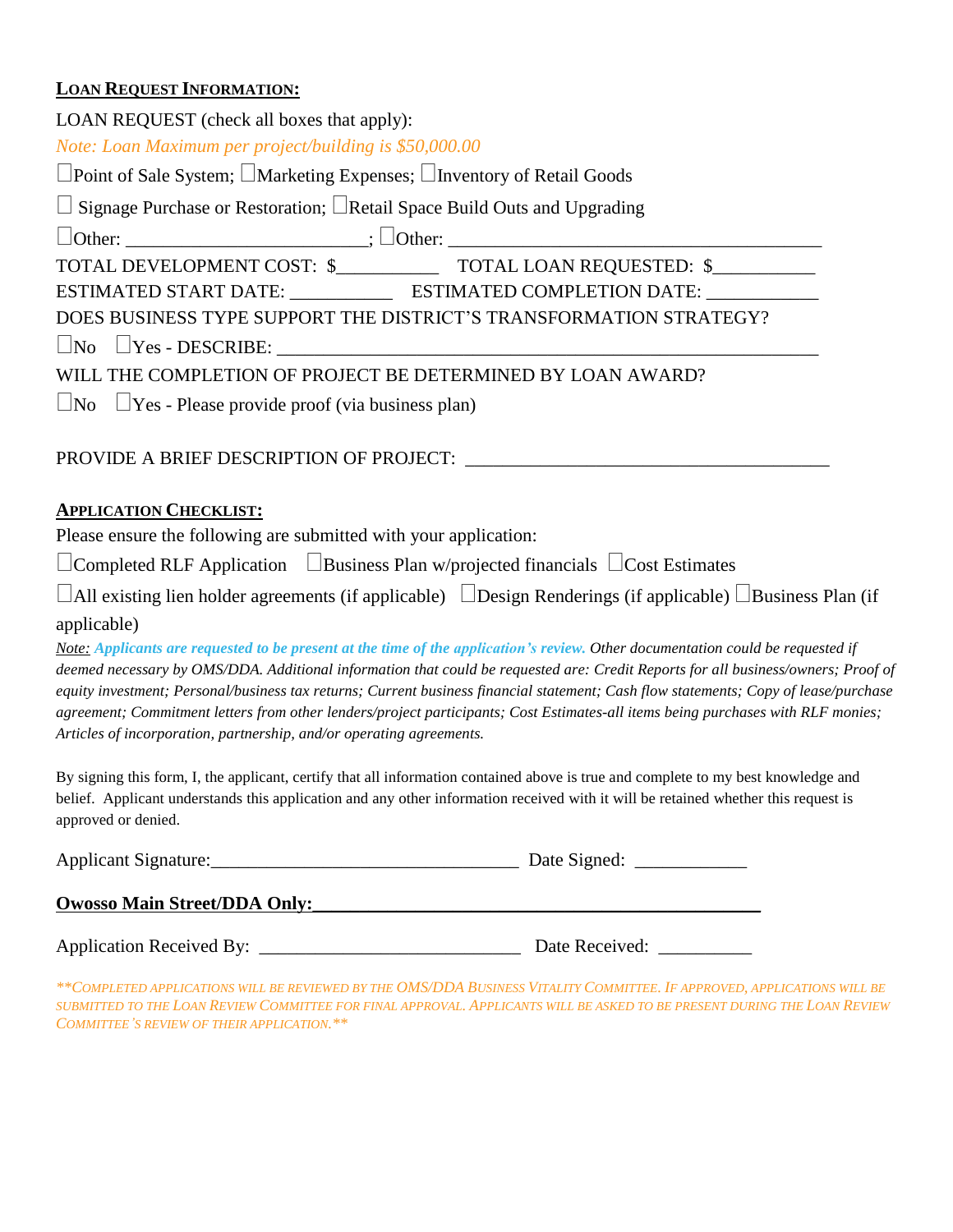**LOAN REQUEST INFORMATION:**

LOAN REQUEST (check all boxes that apply):

*Note: Loan Maximum per project/building is $50,000.00*

☐Point of Sale System; ☐Marketing Expenses; ☐Inventory of Retail Goods

☐ Signage Purchase or Restoration; ☐Retail Space Build Outs and Upgrading

☐Other: _______________________; ☐Other: _____________________________________

TOTAL DEVELOPMENT COST: $__________ TOTAL LOAN REQUESTED: $__________

ESTIMATED START DATE: __________ ESTIMATED COMPLETION DATE: __________

DOES BUSINESS TYPE SUPPORT THE DISTRICT'S TRANSFORMATION STRATEGY?

☐No ☐Yes - DESCRIBE: _____________________________________________________

WILL THE COMPLETION OF PROJECT BE DETERMINED BY LOAN AWARD?

☐No ☐Yes - Please provide proof (via business plan)

PROVIDE A BRIEF DESCRIPTION OF PROJECT: ____________________________________

**APPLICATION CHECKLIST:**

Please ensure the following are submitted with your application:

☐Completed RLF Application ☐Business Plan w/projected financials ☐Cost Estimates

☐All existing lien holder agreements (if applicable) ☐Design Renderings (if applicable) ☐Business Plan (if applicable)

*Note: **Applicants are requested to be present at the time of the application's review.** Other documentation could be requested if deemed necessary by OMS/DDA. Additional information that could be requested are: Credit Reports for all business/owners; Proof of equity investment; Personal/business tax returns; Current business financial statement; Cash flow statements; Copy of lease/purchase agreement; Commitment letters from other lenders/project participants; Cost Estimates-all items being purchases with RLF monies; Articles of incorporation, partnership, and/or operating agreements.*

By signing this form, I, the applicant, certify that all information contained above is true and complete to my best knowledge and belief. Applicant understands this application and any other information received with it will be retained whether this request is approved or denied.

Applicant Signature:________________________________ Date Signed: ___________

**Owosso Main Street/DDA Only:**_____________________________________________

Application Received By: ___________________________ Date Received: _________

*\*\*COMPLETED APPLICATIONS WILL BE REVIEWED BY THE OMS/DDA BUSINESS VITALITY COMMITTEE. IF APPROVED, APPLICATIONS WILL BE SUBMITTED TO THE LOAN REVIEW COMMITTEE FOR FINAL APPROVAL. APPLICANTS WILL BE ASKED TO BE PRESENT DURING THE LOAN REVIEW COMMITTEE'S REVIEW OF THEIR APPLICATION.\*\**